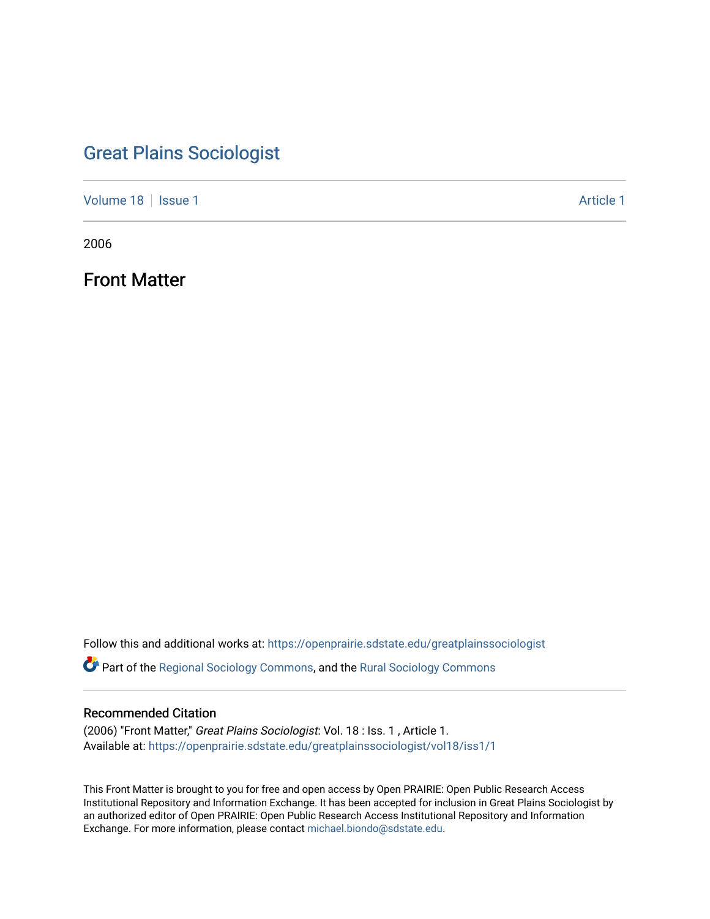# Great Plains Sociologist

Volume 18 | Issue 1 Article 1

2006

## Front Matter

Follow this and additional works at: https://openprairie.sdstate.edu/greatplainssociologist

Part of the Regional Sociology Commons, and the Rural Sociology Commons

### Recommended Citation

(2006) "Front Matter," *Great Plains Sociologist*: Vol. 18 : Iss. 1 , Article 1.
Available at: https://openprairie.sdstate.edu/greatplainssociologist/vol18/iss1/1

This Front Matter is brought to you for free and open access by Open PRAIRIE: Open Public Research Access Institutional Repository and Information Exchange. It has been accepted for inclusion in Great Plains Sociologist by an authorized editor of Open PRAIRIE: Open Public Research Access Institutional Repository and Information Exchange. For more information, please contact michael.biondo@sdstate.edu.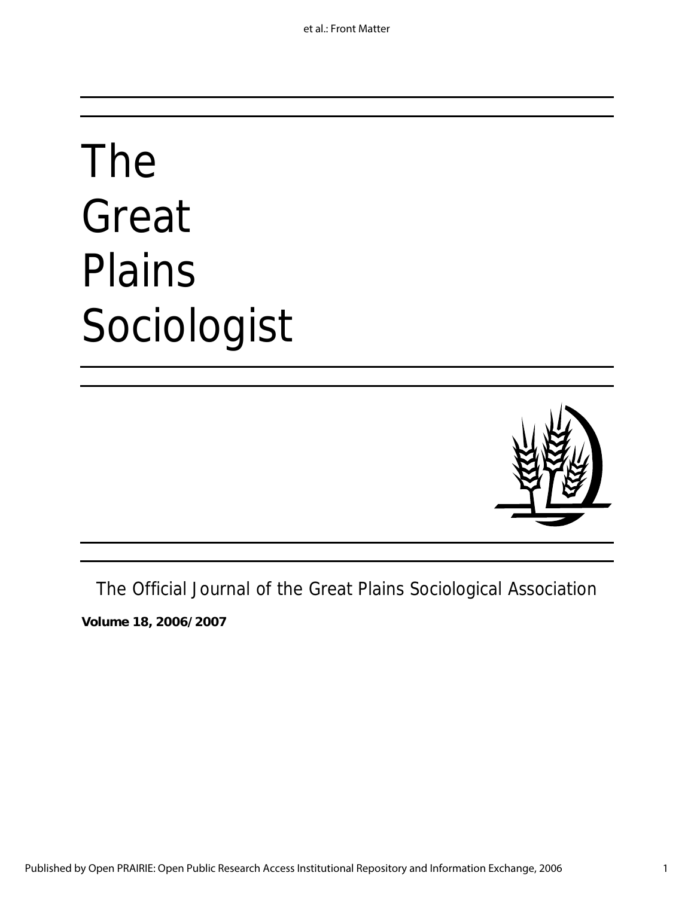# The Great Plains Sociologist

The Official Journal of the Great Plains Sociological Association

**Volume 18, 2006/2007**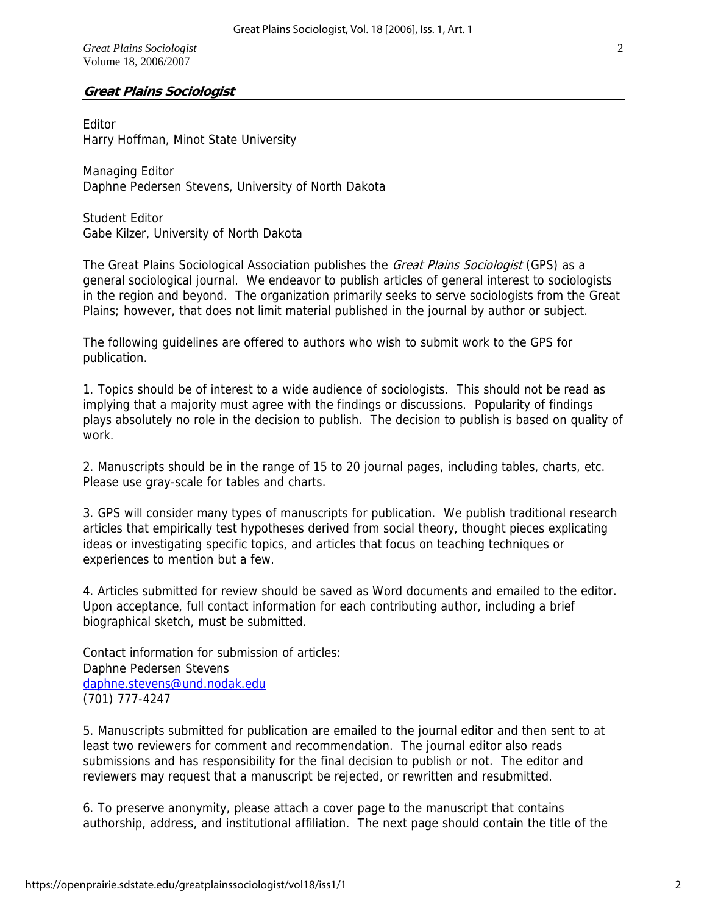## Great Plains Sociologist

Editor
Harry Hoffman, Minot State University

Managing Editor
Daphne Pedersen Stevens, University of North Dakota

Student Editor
Gabe Kilzer, University of North Dakota

The Great Plains Sociological Association publishes the *Great Plains Sociologist* (GPS) as a general sociological journal. We endeavor to publish articles of general interest to sociologists in the region and beyond. The organization primarily seeks to serve sociologists from the Great Plains; however, that does not limit material published in the journal by author or subject.

The following guidelines are offered to authors who wish to submit work to the GPS for publication.

1. Topics should be of interest to a wide audience of sociologists. This should not be read as implying that a majority must agree with the findings or discussions. Popularity of findings plays absolutely no role in the decision to publish. The decision to publish is based on quality of work.

2. Manuscripts should be in the range of 15 to 20 journal pages, including tables, charts, etc. Please use gray-scale for tables and charts.

3. GPS will consider many types of manuscripts for publication. We publish traditional research articles that empirically test hypotheses derived from social theory, thought pieces explicating ideas or investigating specific topics, and articles that focus on teaching techniques or experiences to mention but a few.

4. Articles submitted for review should be saved as Word documents and emailed to the editor. Upon acceptance, full contact information for each contributing author, including a brief biographical sketch, must be submitted.

Contact information for submission of articles:
Daphne Pedersen Stevens
daphne.stevens@und.nodak.edu
(701) 777-4247

5. Manuscripts submitted for publication are emailed to the journal editor and then sent to at least two reviewers for comment and recommendation. The journal editor also reads submissions and has responsibility for the final decision to publish or not. The editor and reviewers may request that a manuscript be rejected, or rewritten and resubmitted.

6. To preserve anonymity, please attach a cover page to the manuscript that contains authorship, address, and institutional affiliation. The next page should contain the title of the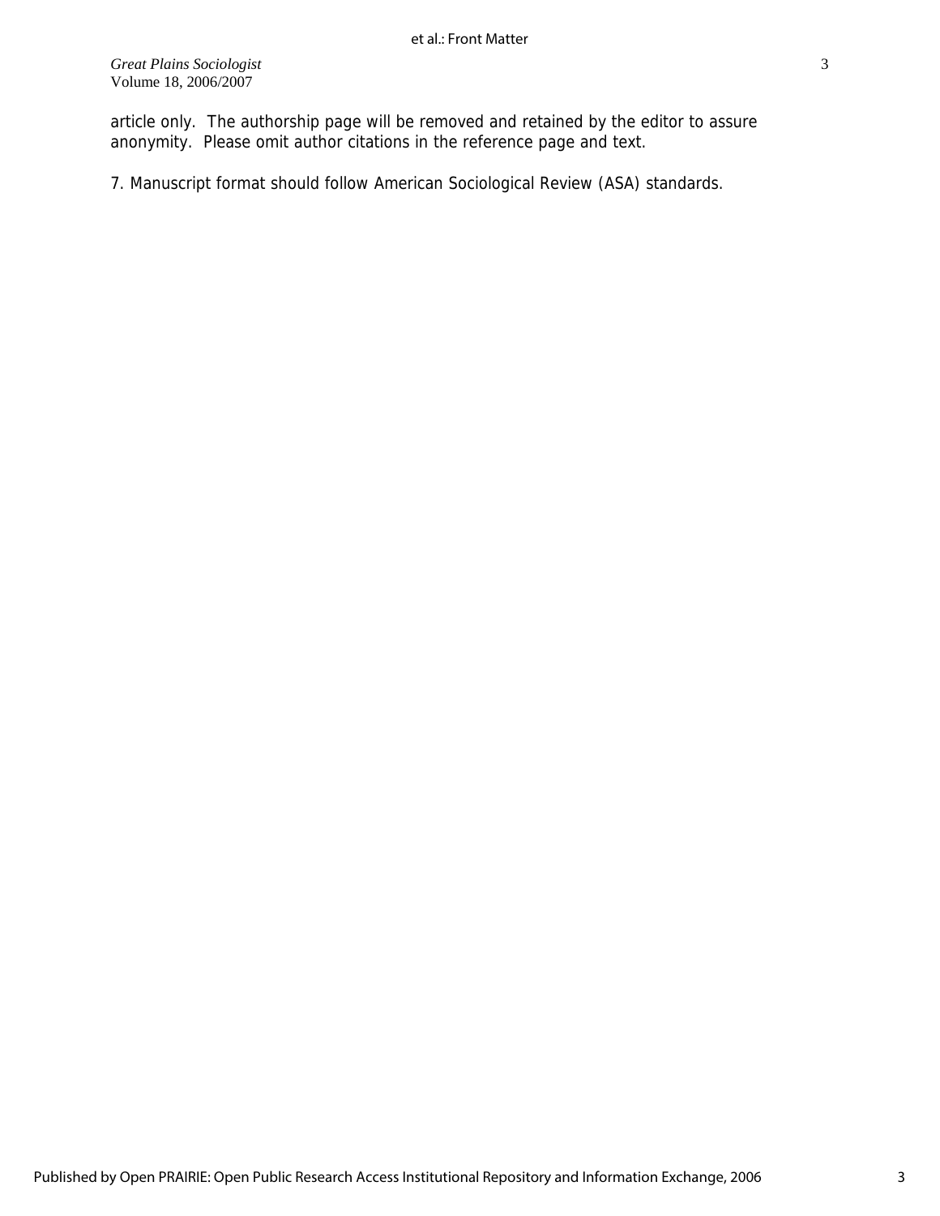article only. The authorship page will be removed and retained by the editor to assure anonymity. Please omit author citations in the reference page and text.

7. Manuscript format should follow American Sociological Review (ASA) standards.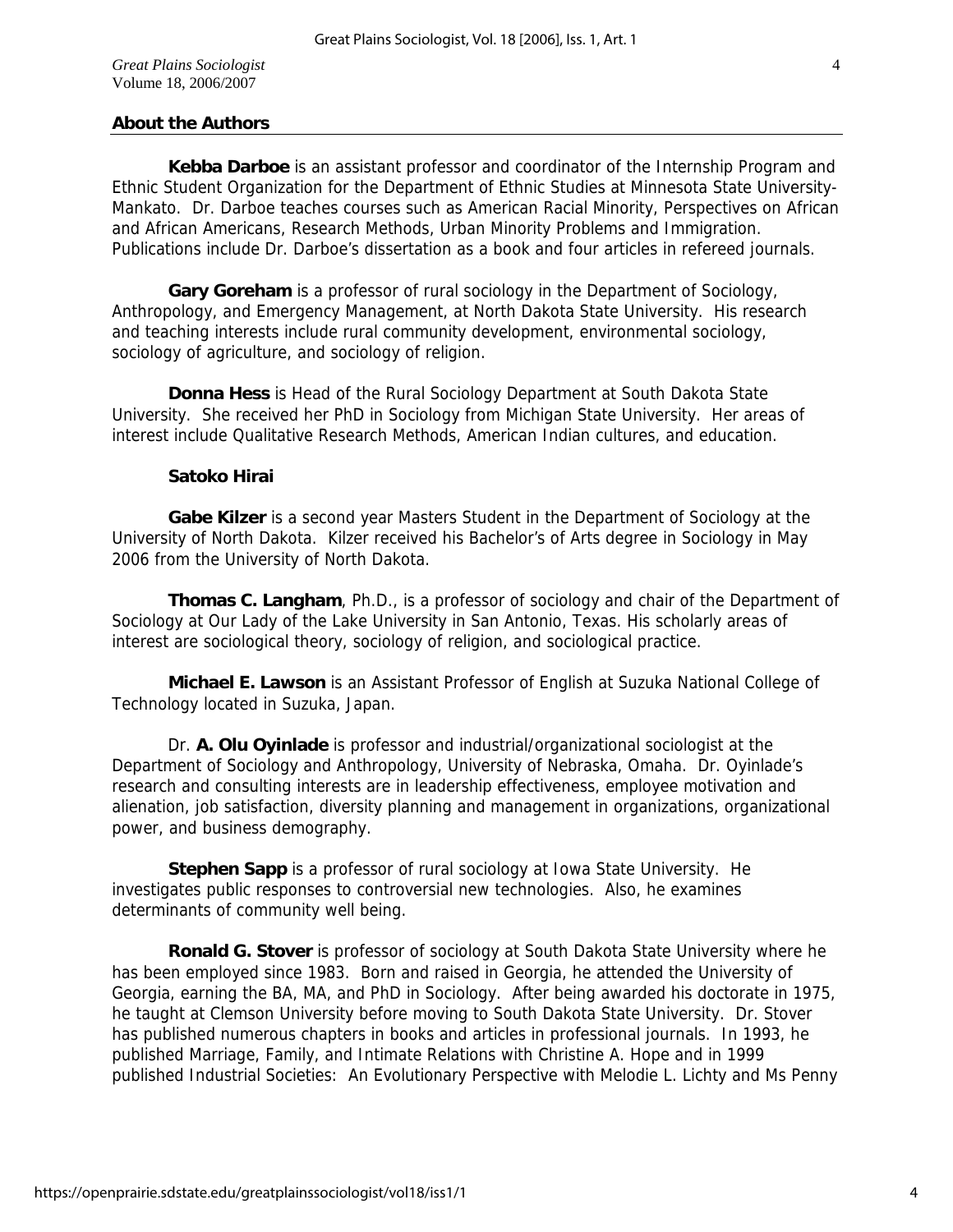## About the Authors

**Kebba Darboe** is an assistant professor and coordinator of the Internship Program and Ethnic Student Organization for the Department of Ethnic Studies at Minnesota State University-Mankato. Dr. Darboe teaches courses such as American Racial Minority, Perspectives on African and African Americans, Research Methods, Urban Minority Problems and Immigration. Publications include Dr. Darboe's dissertation as a book and four articles in refereed journals.

**Gary Goreham** is a professor of rural sociology in the Department of Sociology, Anthropology, and Emergency Management, at North Dakota State University. His research and teaching interests include rural community development, environmental sociology, sociology of agriculture, and sociology of religion.

**Donna Hess** is Head of the Rural Sociology Department at South Dakota State University. She received her PhD in Sociology from Michigan State University. Her areas of interest include Qualitative Research Methods, American Indian cultures, and education.

**Satoko Hirai**

**Gabe Kilzer** is a second year Masters Student in the Department of Sociology at the University of North Dakota. Kilzer received his Bachelor's of Arts degree in Sociology in May 2006 from the University of North Dakota.

**Thomas C. Langham**, Ph.D., is a professor of sociology and chair of the Department of Sociology at Our Lady of the Lake University in San Antonio, Texas. His scholarly areas of interest are sociological theory, sociology of religion, and sociological practice.

**Michael E. Lawson** is an Assistant Professor of English at Suzuka National College of Technology located in Suzuka, Japan.

Dr. **A. Olu Oyinlade** is professor and industrial/organizational sociologist at the Department of Sociology and Anthropology, University of Nebraska, Omaha. Dr. Oyinlade's research and consulting interests are in leadership effectiveness, employee motivation and alienation, job satisfaction, diversity planning and management in organizations, organizational power, and business demography.

**Stephen Sapp** is a professor of rural sociology at Iowa State University. He investigates public responses to controversial new technologies. Also, he examines determinants of community well being.

**Ronald G. Stover** is professor of sociology at South Dakota State University where he has been employed since 1983. Born and raised in Georgia, he attended the University of Georgia, earning the BA, MA, and PhD in Sociology. After being awarded his doctorate in 1975, he taught at Clemson University before moving to South Dakota State University. Dr. Stover has published numerous chapters in books and articles in professional journals. In 1993, he published Marriage, Family, and Intimate Relations with Christine A. Hope and in 1999 published Industrial Societies: An Evolutionary Perspective with Melodie L. Lichty and Ms Penny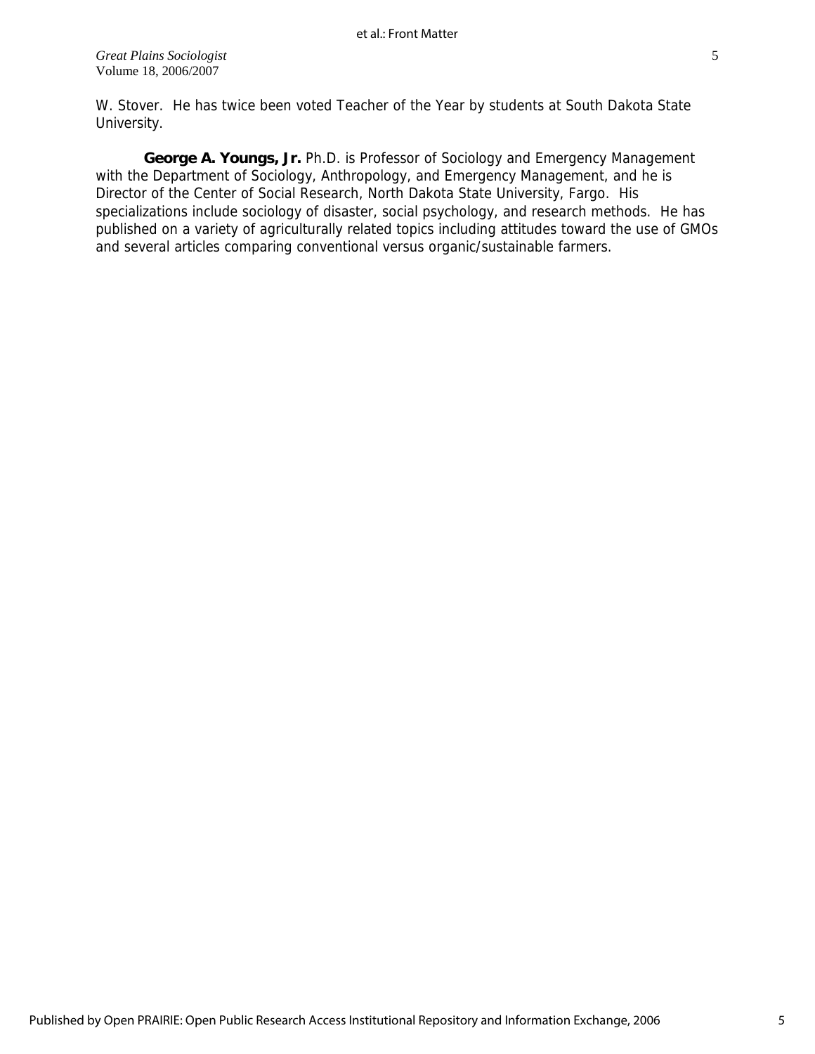W. Stover. He has twice been voted Teacher of the Year by students at South Dakota State University.

**George A. Youngs, Jr.** Ph.D. is Professor of Sociology and Emergency Management with the Department of Sociology, Anthropology, and Emergency Management, and he is Director of the Center of Social Research, North Dakota State University, Fargo. His specializations include sociology of disaster, social psychology, and research methods. He has published on a variety of agriculturally related topics including attitudes toward the use of GMOs and several articles comparing conventional versus organic/sustainable farmers.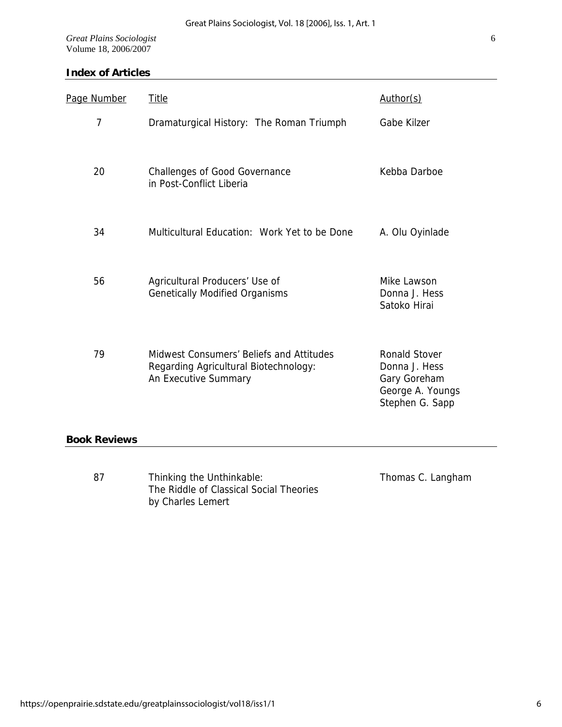## Index of Articles

| Page Number | Title | Author(s) |
|---|---|---|
| 7 | Dramaturgical History: The Roman Triumph | Gabe Kilzer |
| 20 | Challenges of Good Governance in Post-Conflict Liberia | Kebba Darboe |
| 34 | Multicultural Education: Work Yet to be Done | A. Olu Oyinlade |
| 56 | Agricultural Producers' Use of Genetically Modified Organisms | Mike Lawson<br>Donna J. Hess<br>Satoko Hirai |
| 79 | Midwest Consumers' Beliefs and Attitudes Regarding Agricultural Biotechnology: An Executive Summary | Ronald Stover<br>Donna J. Hess<br>Gary Goreham<br>George A. Youngs<br>Stephen G. Sapp |

## Book Reviews

| | | |
|---|---|---|
| 87 | Thinking the Unthinkable: The Riddle of Classical Social Theories by Charles Lemert | Thomas C. Langham |